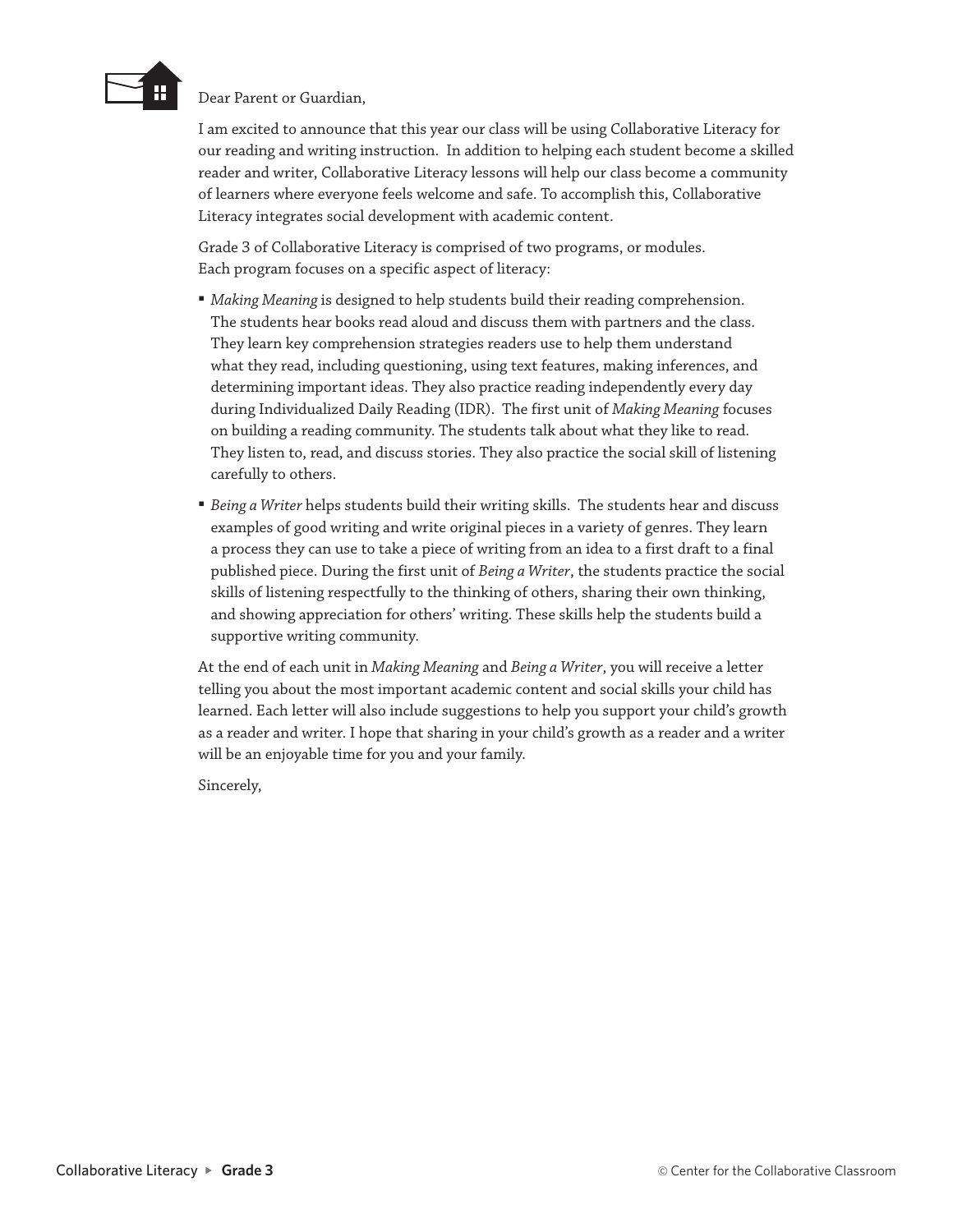Dear Parent or Guardian,

I am excited to announce that this year our class will be using Collaborative Literacy for our reading and writing instruction. In addition to helping each student become a skilled reader and writer, Collaborative Literacy lessons will help our class become a community of learners where everyone feels welcome and safe. To accomplish this, Collaborative Literacy integrates social development with academic content.

Grade 3 of Collaborative Literacy is comprised of two programs, or modules. Each program focuses on a specific aspect of literacy:

- *Making Meaning* is designed to help students build their reading comprehension. The students hear books read aloud and discuss them with partners and the class. They learn key comprehension strategies readers use to help them understand what they read, including questioning, using text features, making inferences, and determining important ideas. They also practice reading independently every day during Individualized Daily Reading (IDR). The first unit of *Making Meaning* focuses on building a reading community. The students talk about what they like to read. They listen to, read, and discuss stories. They also practice the social skill of listening carefully to others.
- *Being a Writer* helps students build their writing skills. The students hear and discuss examples of good writing and write original pieces in a variety of genres. They learn a process they can use to take a piece of writing from an idea to a first draft to a final published piece. During the first unit of *Being a Writer*, the students practice the social skills of listening respectfully to the thinking of others, sharing their own thinking, and showing appreciation for others' writing. These skills help the students build a supportive writing community.

At the end of each unit in *Making Meaning* and *Being a Writer*, you will receive a letter telling you about the most important academic content and social skills your child has learned. Each letter will also include suggestions to help you support your child's growth as a reader and writer. I hope that sharing in your child's growth as a reader and a writer will be an enjoyable time for you and your family.

Sincerely,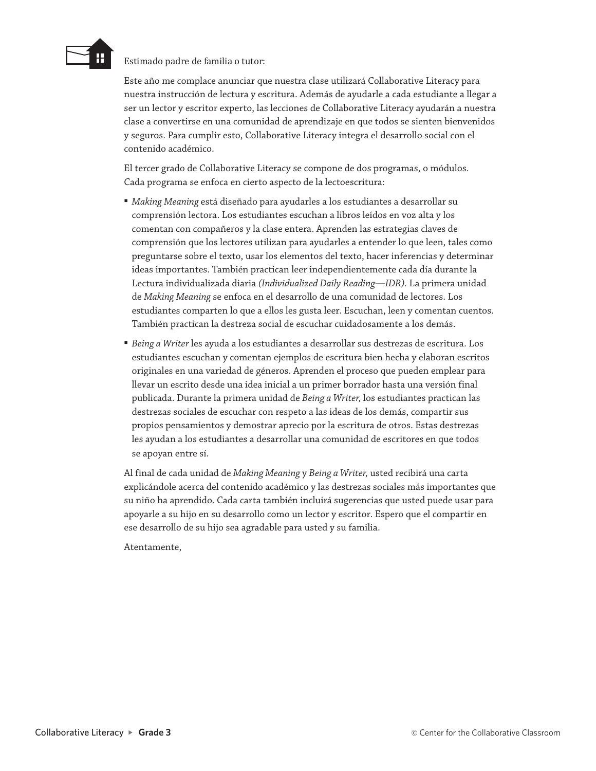Estimado padre de familia o tutor:

Este año me complace anunciar que nuestra clase utilizará Collaborative Literacy para nuestra instrucción de lectura y escritura. Además de ayudarle a cada estudiante a llegar a ser un lector y escritor experto, las lecciones de Collaborative Literacy ayudarán a nuestra clase a convertirse en una comunidad de aprendizaje en que todos se sienten bienvenidos y seguros. Para cumplir esto, Collaborative Literacy integra el desarrollo social con el contenido académico.

El tercer grado de Collaborative Literacy se compone de dos programas, o módulos. Cada programa se enfoca en cierto aspecto de la lectoescritura:

- *Making Meaning* está diseñado para ayudarles a los estudiantes a desarrollar su comprensión lectora. Los estudiantes escuchan a libros leídos en voz alta y los comentan con compañeros y la clase entera. Aprenden las estrategias claves de comprensión que los lectores utilizan para ayudarles a entender lo que leen, tales como preguntarse sobre el texto, usar los elementos del texto, hacer inferencias y determinar ideas importantes. También practican leer independientemente cada día durante la Lectura individualizada diaria *(Individualized Daily Reading—IDR).* La primera unidad de *Making Meaning* se enfoca en el desarrollo de una comunidad de lectores. Los estudiantes comparten lo que a ellos les gusta leer. Escuchan, leen y comentan cuentos. También practican la destreza social de escuchar cuidadosamente a los demás.
- *Being a Writer* les ayuda a los estudiantes a desarrollar sus destrezas de escritura. Los estudiantes escuchan y comentan ejemplos de escritura bien hecha y elaboran escritos originales en una variedad de géneros. Aprenden el proceso que pueden emplear para llevar un escrito desde una idea inicial a un primer borrador hasta una versión final publicada. Durante la primera unidad de *Being a Writer,* los estudiantes practican las destrezas sociales de escuchar con respeto a las ideas de los demás, compartir sus propios pensamientos y demostrar aprecio por la escritura de otros. Estas destrezas les ayudan a los estudiantes a desarrollar una comunidad de escritores en que todos se apoyan entre sí.

Al final de cada unidad de *Making Meaning* y *Being a Writer,* usted recibirá una carta explicándole acerca del contenido académico y las destrezas sociales más importantes que su niño ha aprendido. Cada carta también incluirá sugerencias que usted puede usar para apoyarle a su hijo en su desarrollo como un lector y escritor. Espero que el compartir en ese desarrollo de su hijo sea agradable para usted y su familia.

Atentamente,